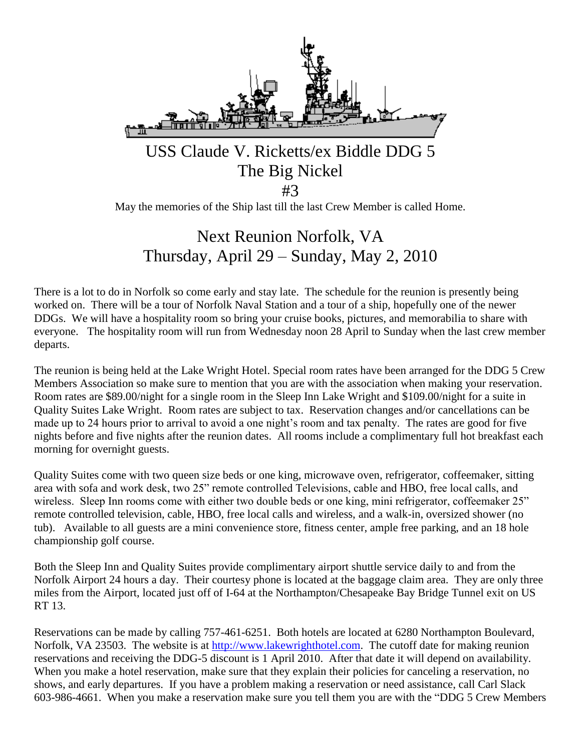# USS Claude V. Ricketts/ex Biddle DDG 5

# The Big Nickel

# #3

May the memories of the Ship last till the last Crew Member is called Home.

## Next Reunion Norfolk, VA
## Thursday, April 29 – Sunday, May 2, 2010

There is a lot to do in Norfolk so come early and stay late. The schedule for the reunion is presently being worked on. There will be a tour of Norfolk Naval Station and a tour of a ship, hopefully one of the newer DDGs. We will have a hospitality room so bring your cruise books, pictures, and memorabilia to share with everyone. The hospitality room will run from Wednesday noon 28 April to Sunday when the last crew member departs.

The reunion is being held at the Lake Wright Hotel. Special room rates have been arranged for the DDG 5 Crew Members Association so make sure to mention that you are with the association when making your reservation. Room rates are $89.00/night for a single room in the Sleep Inn Lake Wright and $109.00/night for a suite in Quality Suites Lake Wright. Room rates are subject to tax. Reservation changes and/or cancellations can be made up to 24 hours prior to arrival to avoid a one night's room and tax penalty. The rates are good for five nights before and five nights after the reunion dates. All rooms include a complimentary full hot breakfast each morning for overnight guests.

Quality Suites come with two queen size beds or one king, microwave oven, refrigerator, coffeemaker, sitting area with sofa and work desk, two 25" remote controlled Televisions, cable and HBO, free local calls, and wireless. Sleep Inn rooms come with either two double beds or one king, mini refrigerator, coffeemaker 25" remote controlled television, cable, HBO, free local calls and wireless, and a walk-in, oversized shower (no tub). Available to all guests are a mini convenience store, fitness center, ample free parking, and an 18 hole championship golf course.

Both the Sleep Inn and Quality Suites provide complimentary airport shuttle service daily to and from the Norfolk Airport 24 hours a day. Their courtesy phone is located at the baggage claim area. They are only three miles from the Airport, located just off of I-64 at the Northampton/Chesapeake Bay Bridge Tunnel exit on US RT 13.

Reservations can be made by calling 757-461-6251. Both hotels are located at 6280 Northampton Boulevard, Norfolk, VA 23503. The website is at http://www.lakewrighthotel.com. The cutoff date for making reunion reservations and receiving the DDG-5 discount is 1 April 2010. After that date it will depend on availability. When you make a hotel reservation, make sure that they explain their policies for canceling a reservation, no shows, and early departures. If you have a problem making a reservation or need assistance, call Carl Slack 603-986-4661. When you make a reservation make sure you tell them you are with the "DDG 5 Crew Members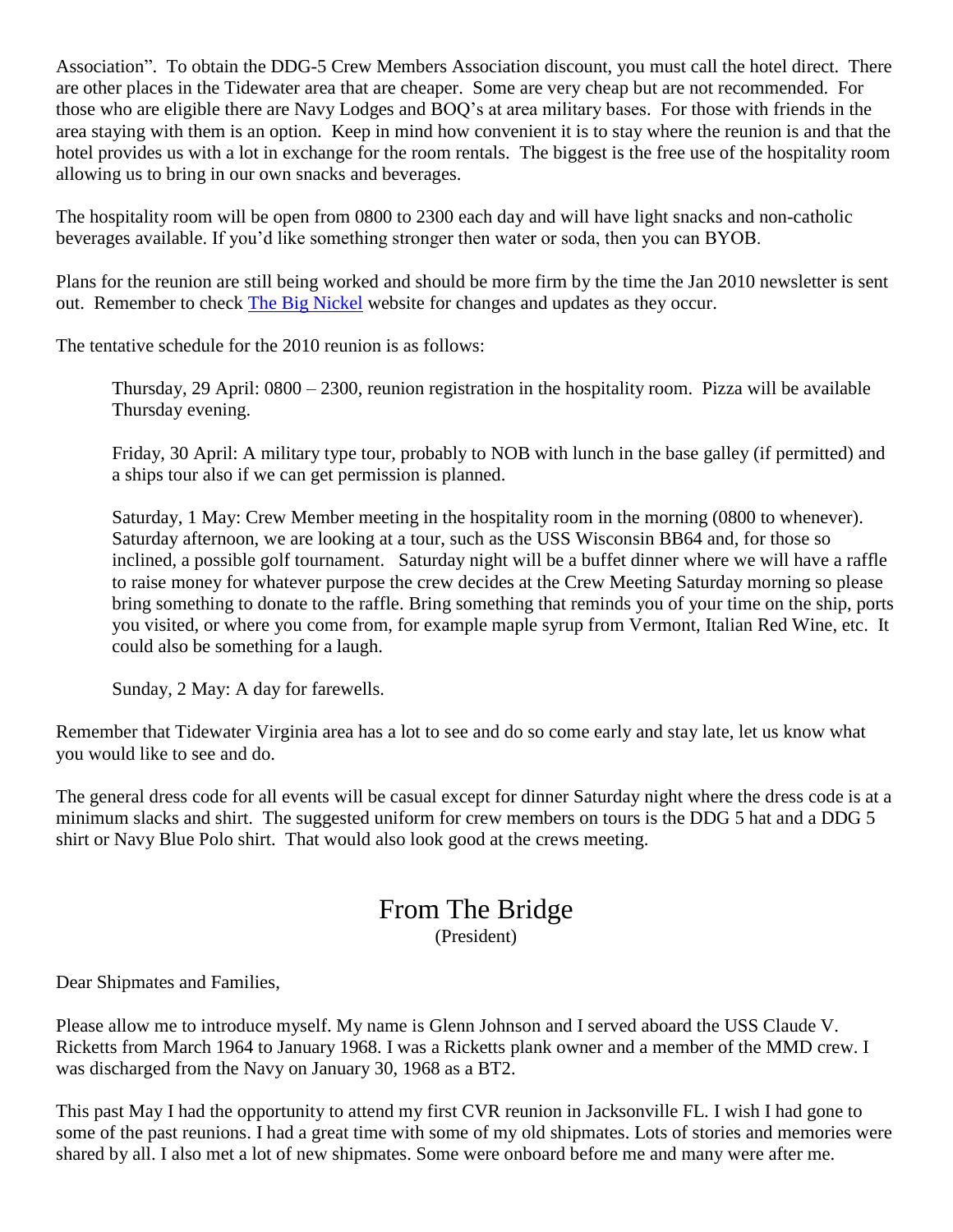Association". To obtain the DDG-5 Crew Members Association discount, you must call the hotel direct. There are other places in the Tidewater area that are cheaper. Some are very cheap but are not recommended. For those who are eligible there are Navy Lodges and BOQ's at area military bases. For those with friends in the area staying with them is an option. Keep in mind how convenient it is to stay where the reunion is and that the hotel provides us with a lot in exchange for the room rentals. The biggest is the free use of the hospitality room allowing us to bring in our own snacks and beverages.

The hospitality room will be open from 0800 to 2300 each day and will have light snacks and non-catholic beverages available. If you'd like something stronger then water or soda, then you can BYOB.

Plans for the reunion are still being worked and should be more firm by the time the Jan 2010 newsletter is sent out. Remember to check The Big Nickel website for changes and updates as they occur.

The tentative schedule for the 2010 reunion is as follows:

> Thursday, 29 April: 0800 – 2300, reunion registration in the hospitality room. Pizza will be available Thursday evening.
>
> Friday, 30 April: A military type tour, probably to NOB with lunch in the base galley (if permitted) and a ships tour also if we can get permission is planned.
>
> Saturday, 1 May: Crew Member meeting in the hospitality room in the morning (0800 to whenever). Saturday afternoon, we are looking at a tour, such as the USS Wisconsin BB64 and, for those so inclined, a possible golf tournament. Saturday night will be a buffet dinner where we will have a raffle to raise money for whatever purpose the crew decides at the Crew Meeting Saturday morning so please bring something to donate to the raffle. Bring something that reminds you of your time on the ship, ports you visited, or where you come from, for example maple syrup from Vermont, Italian Red Wine, etc. It could also be something for a laugh.
>
> Sunday, 2 May: A day for farewells.

Remember that Tidewater Virginia area has a lot to see and do so come early and stay late, let us know what you would like to see and do.

The general dress code for all events will be casual except for dinner Saturday night where the dress code is at a minimum slacks and shirt. The suggested uniform for crew members on tours is the DDG 5 hat and a DDG 5 shirt or Navy Blue Polo shirt. That would also look good at the crews meeting.

# From The Bridge

(President)

Dear Shipmates and Families,

Please allow me to introduce myself. My name is Glenn Johnson and I served aboard the USS Claude V. Ricketts from March 1964 to January 1968. I was a Ricketts plank owner and a member of the MMD crew. I was discharged from the Navy on January 30, 1968 as a BT2.

This past May I had the opportunity to attend my first CVR reunion in Jacksonville FL. I wish I had gone to some of the past reunions. I had a great time with some of my old shipmates. Lots of stories and memories were shared by all. I also met a lot of new shipmates. Some were onboard before me and many were after me.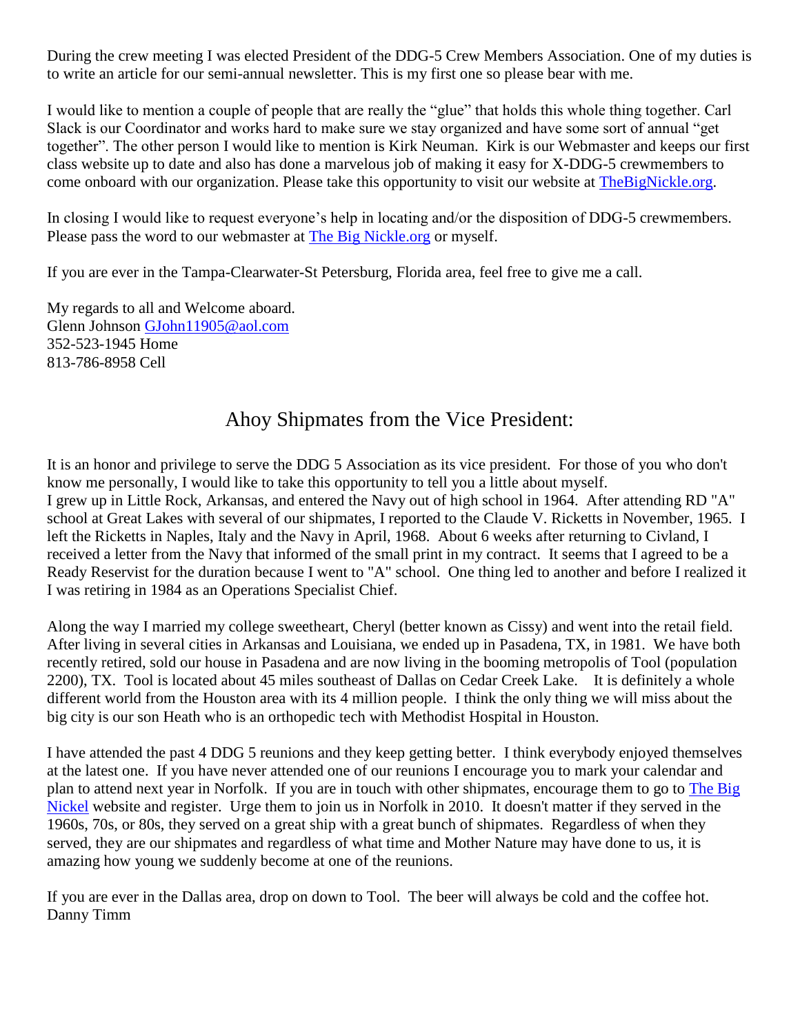During the crew meeting I was elected President of the DDG-5 Crew Members Association. One of my duties is to write an article for our semi-annual newsletter. This is my first one so please bear with me.

I would like to mention a couple of people that are really the “glue” that holds this whole thing together. Carl Slack is our Coordinator and works hard to make sure we stay organized and have some sort of annual “get together”. The other person I would like to mention is Kirk Neuman. Kirk is our Webmaster and keeps our first class website up to date and also has done a marvelous job of making it easy for X-DDG-5 crewmembers to come onboard with our organization. Please take this opportunity to visit our website at [TheBigNickle.org](TheBigNickle.org).

In closing I would like to request everyone’s help in locating and/or the disposition of DDG-5 crewmembers. Please pass the word to our webmaster at [The Big Nickle.org](TheBigNickle.org) or myself.

If you are ever in the Tampa-Clearwater-St Petersburg, Florida area, feel free to give me a call.

My regards to all and Welcome aboard.
Glenn Johnson [GJohn11905@aol.com](mailto:GJohn11905@aol.com)
352-523-1945 Home
813-786-8958 Cell

## Ahoy Shipmates from the Vice President:

It is an honor and privilege to serve the DDG 5 Association as its vice president. For those of you who don't know me personally, I would like to take this opportunity to tell you a little about myself.
I grew up in Little Rock, Arkansas, and entered the Navy out of high school in 1964. After attending RD "A" school at Great Lakes with several of our shipmates, I reported to the Claude V. Ricketts in November, 1965. I left the Ricketts in Naples, Italy and the Navy in April, 1968. About 6 weeks after returning to Civland, I received a letter from the Navy that informed of the small print in my contract. It seems that I agreed to be a Ready Reservist for the duration because I went to "A" school. One thing led to another and before I realized it I was retiring in 1984 as an Operations Specialist Chief.

Along the way I married my college sweetheart, Cheryl (better known as Cissy) and went into the retail field. After living in several cities in Arkansas and Louisiana, we ended up in Pasadena, TX, in 1981. We have both recently retired, sold our house in Pasadena and are now living in the booming metropolis of Tool (population 2200), TX. Tool is located about 45 miles southeast of Dallas on Cedar Creek Lake. It is definitely a whole different world from the Houston area with its 4 million people. I think the only thing we will miss about the big city is our son Heath who is an orthopedic tech with Methodist Hospital in Houston.

I have attended the past 4 DDG 5 reunions and they keep getting better. I think everybody enjoyed themselves at the latest one. If you have never attended one of our reunions I encourage you to mark your calendar and plan to attend next year in Norfolk. If you are in touch with other shipmates, encourage them to go to [The Big Nickel](TheBigNickle.org) website and register. Urge them to join us in Norfolk in 2010. It doesn't matter if they served in the 1960s, 70s, or 80s, they served on a great ship with a great bunch of shipmates. Regardless of when they served, they are our shipmates and regardless of what time and Mother Nature may have done to us, it is amazing how young we suddenly become at one of the reunions.

If you are ever in the Dallas area, drop on down to Tool. The beer will always be cold and the coffee hot.
Danny Timm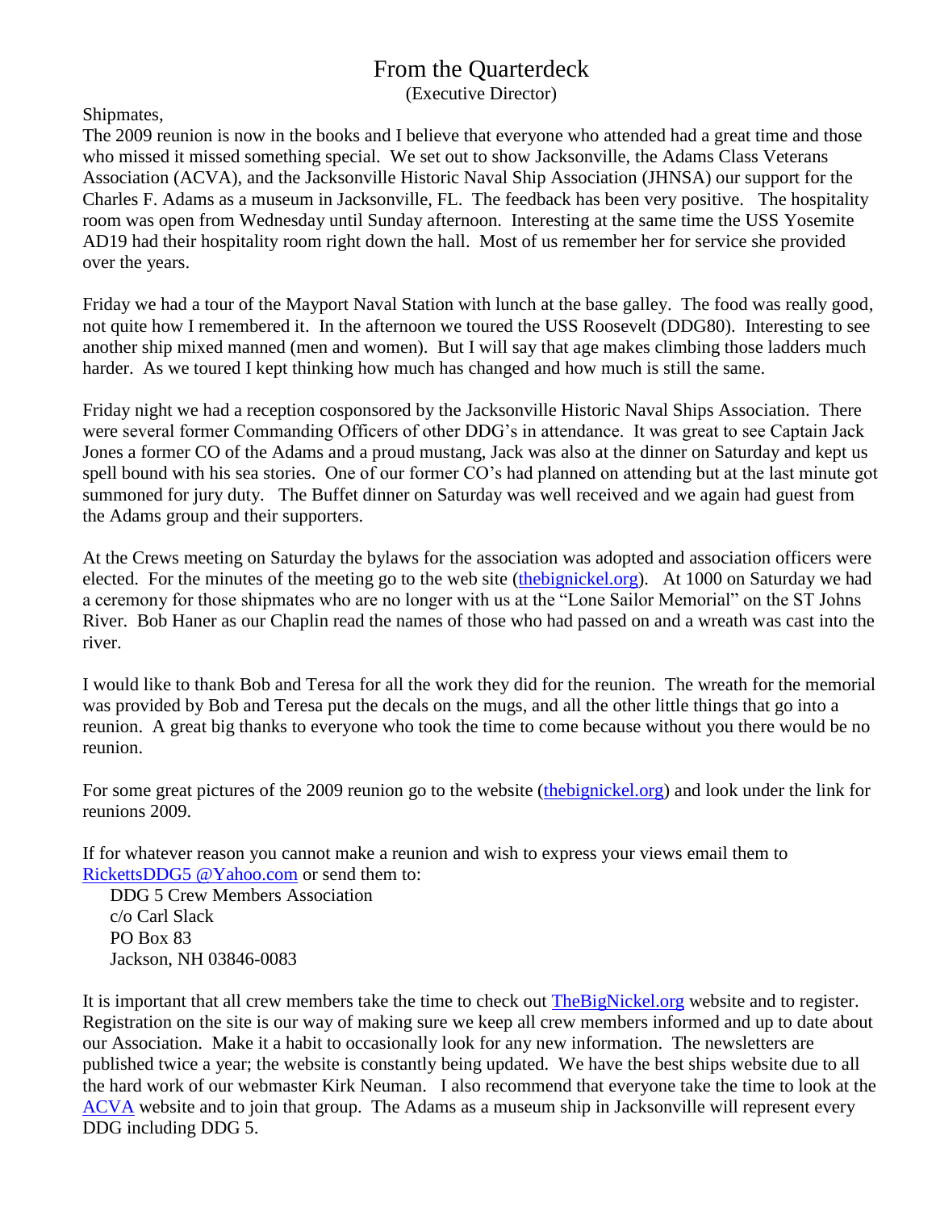# From the Quarterdeck

(Executive Director)

Shipmates,

The 2009 reunion is now in the books and I believe that everyone who attended had a great time and those who missed it missed something special. We set out to show Jacksonville, the Adams Class Veterans Association (ACVA), and the Jacksonville Historic Naval Ship Association (JHNSA) our support for the Charles F. Adams as a museum in Jacksonville, FL. The feedback has been very positive. The hospitality room was open from Wednesday until Sunday afternoon. Interesting at the same time the USS Yosemite AD19 had their hospitality room right down the hall. Most of us remember her for service she provided over the years.

Friday we had a tour of the Mayport Naval Station with lunch at the base galley. The food was really good, not quite how I remembered it. In the afternoon we toured the USS Roosevelt (DDG80). Interesting to see another ship mixed manned (men and women). But I will say that age makes climbing those ladders much harder. As we toured I kept thinking how much has changed and how much is still the same.

Friday night we had a reception cosponsored by the Jacksonville Historic Naval Ships Association. There were several former Commanding Officers of other DDG's in attendance. It was great to see Captain Jack Jones a former CO of the Adams and a proud mustang, Jack was also at the dinner on Saturday and kept us spell bound with his sea stories. One of our former CO's had planned on attending but at the last minute got summoned for jury duty. The Buffet dinner on Saturday was well received and we again had guest from the Adams group and their supporters.

At the Crews meeting on Saturday the bylaws for the association was adopted and association officers were elected. For the minutes of the meeting go to the web site (thebignickel.org). At 1000 on Saturday we had a ceremony for those shipmates who are no longer with us at the "Lone Sailor Memorial" on the ST Johns River. Bob Haner as our Chaplin read the names of those who had passed on and a wreath was cast into the river.

I would like to thank Bob and Teresa for all the work they did for the reunion. The wreath for the memorial was provided by Bob and Teresa put the decals on the mugs, and all the other little things that go into a reunion. A great big thanks to everyone who took the time to come because without you there would be no reunion.

For some great pictures of the 2009 reunion go to the website (thebignickel.org) and look under the link for reunions 2009.

If for whatever reason you cannot make a reunion and wish to express your views email them to RickettsDDG5 @Yahoo.com or send them to:

DDG 5 Crew Members Association
c/o Carl Slack
PO Box 83
Jackson, NH 03846-0083

It is important that all crew members take the time to check out TheBigNickel.org website and to register. Registration on the site is our way of making sure we keep all crew members informed and up to date about our Association. Make it a habit to occasionally look for any new information. The newsletters are published twice a year; the website is constantly being updated. We have the best ships website due to all the hard work of our webmaster Kirk Neuman. I also recommend that everyone take the time to look at the ACVA website and to join that group. The Adams as a museum ship in Jacksonville will represent every DDG including DDG 5.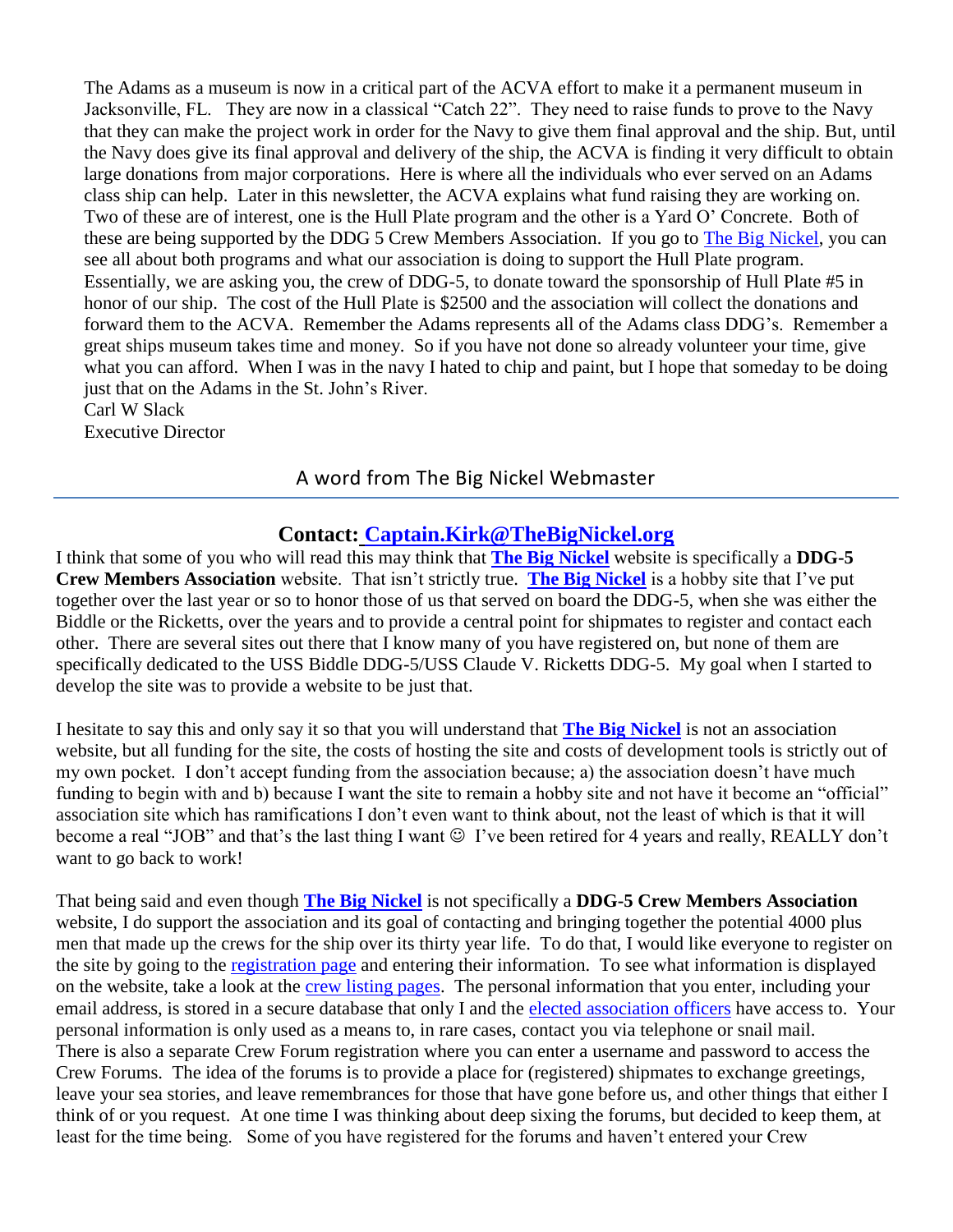The Adams as a museum is now in a critical part of the ACVA effort to make it a permanent museum in Jacksonville, FL. They are now in a classical "Catch 22". They need to raise funds to prove to the Navy that they can make the project work in order for the Navy to give them final approval and the ship. But, until the Navy does give its final approval and delivery of the ship, the ACVA is finding it very difficult to obtain large donations from major corporations. Here is where all the individuals who ever served on an Adams class ship can help. Later in this newsletter, the ACVA explains what fund raising they are working on. Two of these are of interest, one is the Hull Plate program and the other is a Yard O' Concrete. Both of these are being supported by the DDG 5 Crew Members Association. If you go to The Big Nickel, you can see all about both programs and what our association is doing to support the Hull Plate program. Essentially, we are asking you, the crew of DDG-5, to donate toward the sponsorship of Hull Plate #5 in honor of our ship. The cost of the Hull Plate is $2500 and the association will collect the donations and forward them to the ACVA. Remember the Adams represents all of the Adams class DDG's. Remember a great ships museum takes time and money. So if you have not done so already volunteer your time, give what you can afford. When I was in the navy I hated to chip and paint, but I hope that someday to be doing just that on the Adams in the St. John's River.
Carl W Slack
Executive Director

## A word from The Big Nickel Webmaster

### Contact: Captain.Kirk@TheBigNickel.org

I think that some of you who will read this may think that **The Big Nickel** website is specifically a **DDG-5 Crew Members Association** website. That isn't strictly true. **The Big Nickel** is a hobby site that I've put together over the last year or so to honor those of us that served on board the DDG-5, when she was either the Biddle or the Ricketts, over the years and to provide a central point for shipmates to register and contact each other. There are several sites out there that I know many of you have registered on, but none of them are specifically dedicated to the USS Biddle DDG-5/USS Claude V. Ricketts DDG-5. My goal when I started to develop the site was to provide a website to be just that.

I hesitate to say this and only say it so that you will understand that **The Big Nickel** is not an association website, but all funding for the site, the costs of hosting the site and costs of development tools is strictly out of my own pocket. I don't accept funding from the association because; a) the association doesn't have much funding to begin with and b) because I want the site to remain a hobby site and not have it become an "official" association site which has ramifications I don't even want to think about, not the least of which is that it will become a real "JOB" and that's the last thing I want ☺ I've been retired for 4 years and really, REALLY don't want to go back to work!

That being said and even though **The Big Nickel** is not specifically a **DDG-5 Crew Members Association** website, I do support the association and its goal of contacting and bringing together the potential 4000 plus men that made up the crews for the ship over its thirty year life. To do that, I would like everyone to register on the site by going to the registration page and entering their information. To see what information is displayed on the website, take a look at the crew listing pages. The personal information that you enter, including your email address, is stored in a secure database that only I and the elected association officers have access to. Your personal information is only used as a means to, in rare cases, contact you via telephone or snail mail.
There is also a separate Crew Forum registration where you can enter a username and password to access the Crew Forums. The idea of the forums is to provide a place for (registered) shipmates to exchange greetings, leave your sea stories, and leave remembrances for those that have gone before us, and other things that either I think of or you request. At one time I was thinking about deep sixing the forums, but decided to keep them, at least for the time being. Some of you have registered for the forums and haven't entered your Crew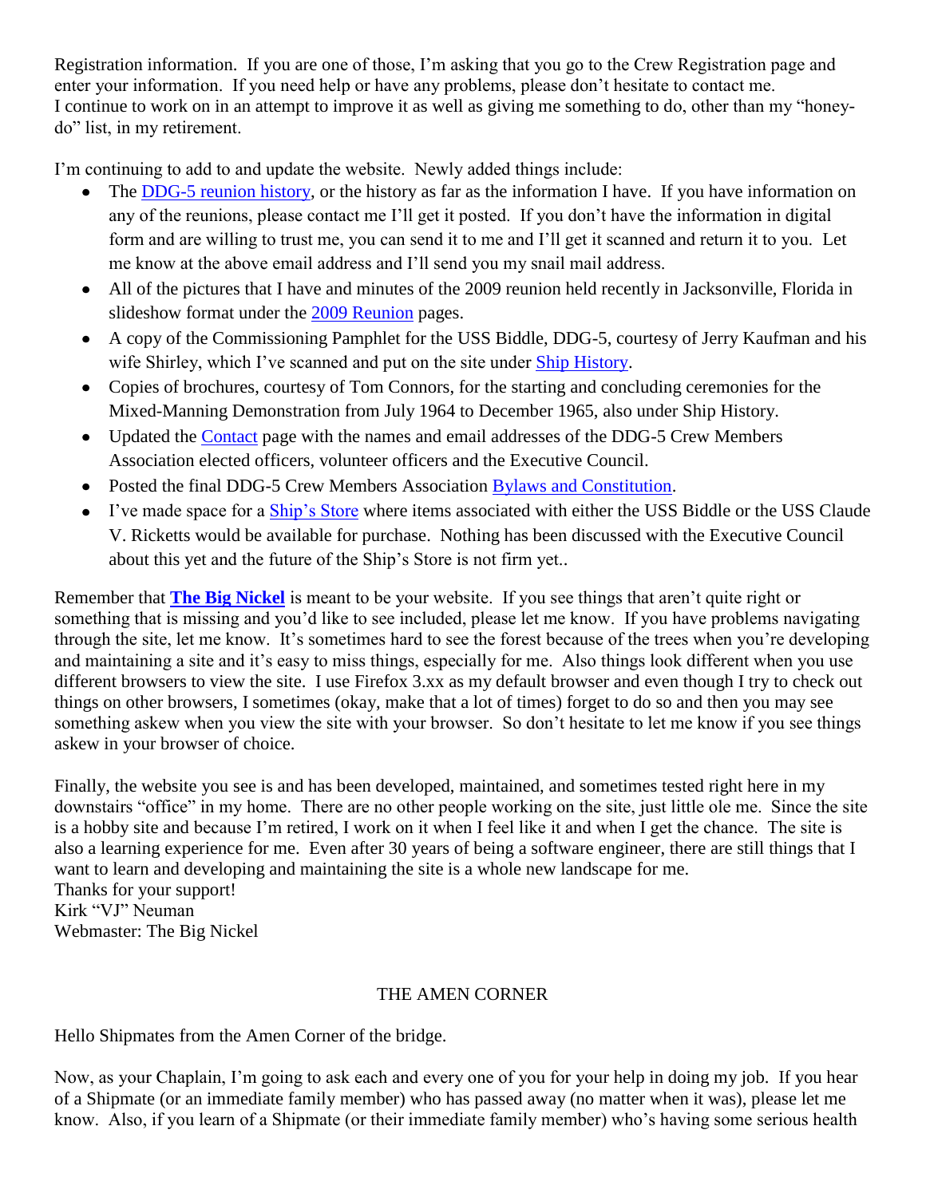Registration information. If you are one of those, I'm asking that you go to the Crew Registration page and enter your information. If you need help or have any problems, please don't hesitate to contact me.
I continue to work on in an attempt to improve it as well as giving me something to do, other than my "honey-do" list, in my retirement.

I'm continuing to add to and update the website. Newly added things include:

- The DDG-5 reunion history, or the history as far as the information I have. If you have information on any of the reunions, please contact me I'll get it posted. If you don't have the information in digital form and are willing to trust me, you can send it to me and I'll get it scanned and return it to you. Let me know at the above email address and I'll send you my snail mail address.
- All of the pictures that I have and minutes of the 2009 reunion held recently in Jacksonville, Florida in slideshow format under the 2009 Reunion pages.
- A copy of the Commissioning Pamphlet for the USS Biddle, DDG-5, courtesy of Jerry Kaufman and his wife Shirley, which I've scanned and put on the site under Ship History.
- Copies of brochures, courtesy of Tom Connors, for the starting and concluding ceremonies for the Mixed-Manning Demonstration from July 1964 to December 1965, also under Ship History.
- Updated the Contact page with the names and email addresses of the DDG-5 Crew Members Association elected officers, volunteer officers and the Executive Council.
- Posted the final DDG-5 Crew Members Association Bylaws and Constitution.
- I've made space for a Ship's Store where items associated with either the USS Biddle or the USS Claude V. Ricketts would be available for purchase. Nothing has been discussed with the Executive Council about this yet and the future of the Ship's Store is not firm yet..

Remember that **The Big Nickel** is meant to be your website. If you see things that aren't quite right or something that is missing and you'd like to see included, please let me know. If you have problems navigating through the site, let me know. It's sometimes hard to see the forest because of the trees when you're developing and maintaining a site and it's easy to miss things, especially for me. Also things look different when you use different browsers to view the site. I use Firefox 3.xx as my default browser and even though I try to check out things on other browsers, I sometimes (okay, make that a lot of times) forget to do so and then you may see something askew when you view the site with your browser. So don't hesitate to let me know if you see things askew in your browser of choice.

Finally, the website you see is and has been developed, maintained, and sometimes tested right here in my downstairs "office" in my home. There are no other people working on the site, just little ole me. Since the site is a hobby site and because I'm retired, I work on it when I feel like it and when I get the chance. The site is also a learning experience for me. Even after 30 years of being a software engineer, there are still things that I want to learn and developing and maintaining the site is a whole new landscape for me.
Thanks for your support!
Kirk "VJ" Neuman
Webmaster: The Big Nickel

## THE AMEN CORNER

Hello Shipmates from the Amen Corner of the bridge.

Now, as your Chaplain, I'm going to ask each and every one of you for your help in doing my job. If you hear of a Shipmate (or an immediate family member) who has passed away (no matter when it was), please let me know. Also, if you learn of a Shipmate (or their immediate family member) who's having some serious health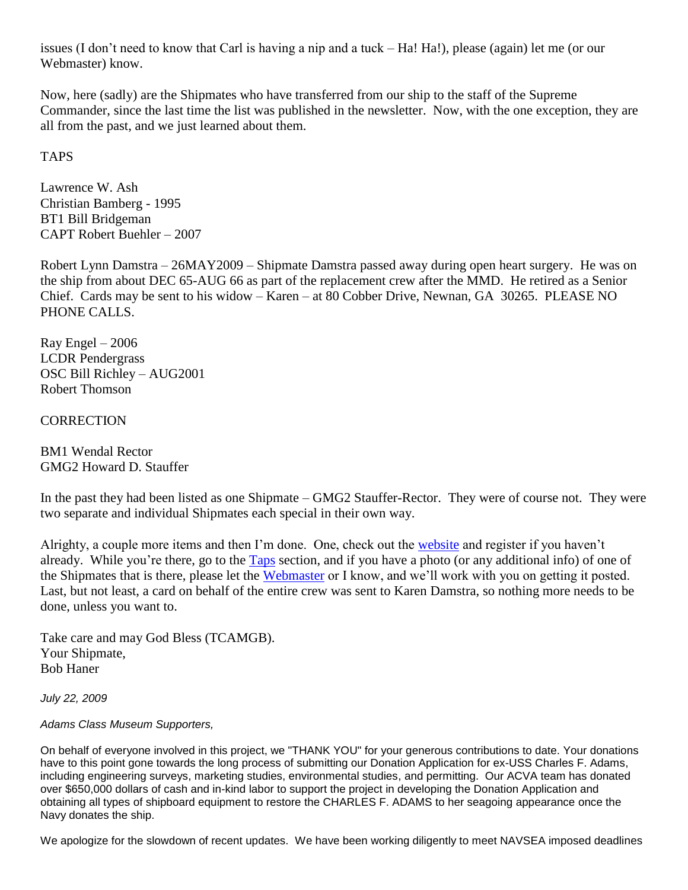issues (I don't need to know that Carl is having a nip and a tuck – Ha! Ha!), please (again) let me (or our Webmaster) know.

Now, here (sadly) are the Shipmates who have transferred from our ship to the staff of the Supreme Commander, since the last time the list was published in the newsletter. Now, with the one exception, they are all from the past, and we just learned about them.

TAPS

Lawrence W. Ash
Christian Bamberg - 1995
BT1 Bill Bridgeman
CAPT Robert Buehler – 2007

Robert Lynn Damstra – 26MAY2009 – Shipmate Damstra passed away during open heart surgery. He was on the ship from about DEC 65-AUG 66 as part of the replacement crew after the MMD. He retired as a Senior Chief. Cards may be sent to his widow – Karen – at 80 Cobber Drive, Newnan, GA 30265. PLEASE NO PHONE CALLS.

Ray Engel – 2006
LCDR Pendergrass
OSC Bill Richley – AUG2001
Robert Thomson

CORRECTION

BM1 Wendal Rector
GMG2 Howard D. Stauffer

In the past they had been listed as one Shipmate – GMG2 Stauffer-Rector. They were of course not. They were two separate and individual Shipmates each special in their own way.

Alrighty, a couple more items and then I'm done. One, check out the website and register if you haven't already. While you're there, go to the Taps section, and if you have a photo (or any additional info) of one of the Shipmates that is there, please let the Webmaster or I know, and we'll work with you on getting it posted. Last, but not least, a card on behalf of the entire crew was sent to Karen Damstra, so nothing more needs to be done, unless you want to.

Take care and may God Bless (TCAMGB).
Your Shipmate,
Bob Haner

*July 22, 2009*

*Adams Class Museum Supporters,*

On behalf of everyone involved in this project, we "THANK YOU" for your generous contributions to date. Your donations have to this point gone towards the long process of submitting our Donation Application for ex-USS Charles F. Adams, including engineering surveys, marketing studies, environmental studies, and permitting. Our ACVA team has donated over $650,000 dollars of cash and in-kind labor to support the project in developing the Donation Application and obtaining all types of shipboard equipment to restore the CHARLES F. ADAMS to her seagoing appearance once the Navy donates the ship.

We apologize for the slowdown of recent updates. We have been working diligently to meet NAVSEA imposed deadlines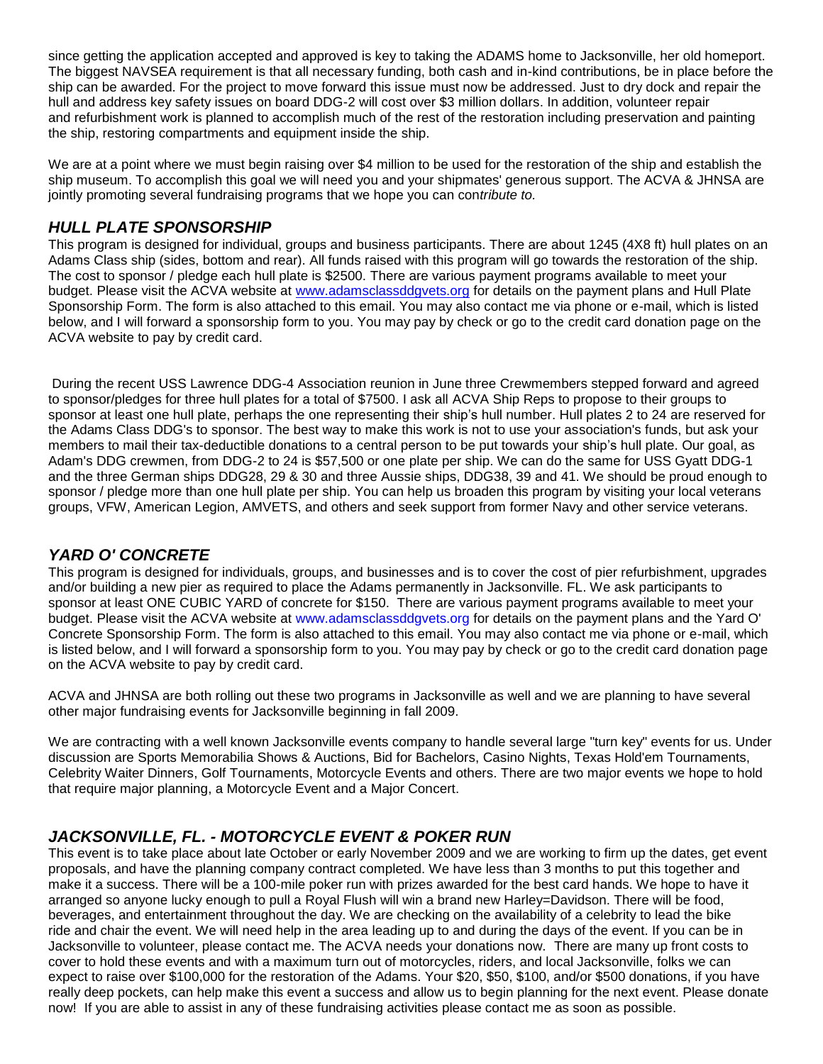since getting the application accepted and approved is key to taking the ADAMS home to Jacksonville, her old homeport. The biggest NAVSEA requirement is that all necessary funding, both cash and in-kind contributions, be in place before the ship can be awarded. For the project to move forward this issue must now be addressed. Just to dry dock and repair the hull and address key safety issues on board DDG-2 will cost over $3 million dollars. In addition, volunteer repair and refurbishment work is planned to accomplish much of the rest of the restoration including preservation and painting the ship, restoring compartments and equipment inside the ship.

We are at a point where we must begin raising over $4 million to be used for the restoration of the ship and establish the ship museum. To accomplish this goal we will need you and your shipmates' generous support. The ACVA & JHNSA are jointly promoting several fundraising programs that we hope you can con*tribute to.*

### *HULL PLATE SPONSORSHIP*

This program is designed for individual, groups and business participants. There are about 1245 (4X8 ft) hull plates on an Adams Class ship (sides, bottom and rear). All funds raised with this program will go towards the restoration of the ship. The cost to sponsor / pledge each hull plate is $2500. There are various payment programs available to meet your budget. Please visit the ACVA website at www.adamsclassddgvets.org for details on the payment plans and Hull Plate Sponsorship Form. The form is also attached to this email. You may also contact me via phone or e-mail, which is listed below, and I will forward a sponsorship form to you. You may pay by check or go to the credit card donation page on the ACVA website to pay by credit card.

During the recent USS Lawrence DDG-4 Association reunion in June three Crewmembers stepped forward and agreed to sponsor/pledges for three hull plates for a total of $7500. I ask all ACVA Ship Reps to propose to their groups to sponsor at least one hull plate, perhaps the one representing their ship's hull number. Hull plates 2 to 24 are reserved for the Adams Class DDG's to sponsor. The best way to make this work is not to use your association's funds, but ask your members to mail their tax-deductible donations to a central person to be put towards your ship's hull plate. Our goal, as Adam's DDG crewmen, from DDG-2 to 24 is $57,500 or one plate per ship. We can do the same for USS Gyatt DDG-1 and the three German ships DDG28, 29 & 30 and three Aussie ships, DDG38, 39 and 41. We should be proud enough to sponsor / pledge more than one hull plate per ship. You can help us broaden this program by visiting your local veterans groups, VFW, American Legion, AMVETS, and others and seek support from former Navy and other service veterans.

### *YARD O' CONCRETE*

This program is designed for individuals, groups, and businesses and is to cover the cost of pier refurbishment, upgrades and/or building a new pier as required to place the Adams permanently in Jacksonville. FL. We ask participants to sponsor at least ONE CUBIC YARD of concrete for $150. There are various payment programs available to meet your budget. Please visit the ACVA website at www.adamsclassddgvets.org for details on the payment plans and the Yard O' Concrete Sponsorship Form. The form is also attached to this email. You may also contact me via phone or e-mail, which is listed below, and I will forward a sponsorship form to you. You may pay by check or go to the credit card donation page on the ACVA website to pay by credit card.

ACVA and JHNSA are both rolling out these two programs in Jacksonville as well and we are planning to have several other major fundraising events for Jacksonville beginning in fall 2009.

We are contracting with a well known Jacksonville events company to handle several large "turn key" events for us. Under discussion are Sports Memorabilia Shows & Auctions, Bid for Bachelors, Casino Nights, Texas Hold'em Tournaments, Celebrity Waiter Dinners, Golf Tournaments, Motorcycle Events and others. There are two major events we hope to hold that require major planning, a Motorcycle Event and a Major Concert.

### *JACKSONVILLE, FL. - MOTORCYCLE EVENT & POKER RUN*

This event is to take place about late October or early November 2009 and we are working to firm up the dates, get event proposals, and have the planning company contract completed. We have less than 3 months to put this together and make it a success. There will be a 100-mile poker run with prizes awarded for the best card hands. We hope to have it arranged so anyone lucky enough to pull a Royal Flush will win a brand new Harley=Davidson. There will be food, beverages, and entertainment throughout the day. We are checking on the availability of a celebrity to lead the bike ride and chair the event. We will need help in the area leading up to and during the days of the event. If you can be in Jacksonville to volunteer, please contact me. The ACVA needs your donations now. There are many up front costs to cover to hold these events and with a maximum turn out of motorcycles, riders, and local Jacksonville, folks we can expect to raise over $100,000 for the restoration of the Adams. Your $20, $50, $100, and/or $500 donations, if you have really deep pockets, can help make this event a success and allow us to begin planning for the next event. Please donate now! If you are able to assist in any of these fundraising activities please contact me as soon as possible.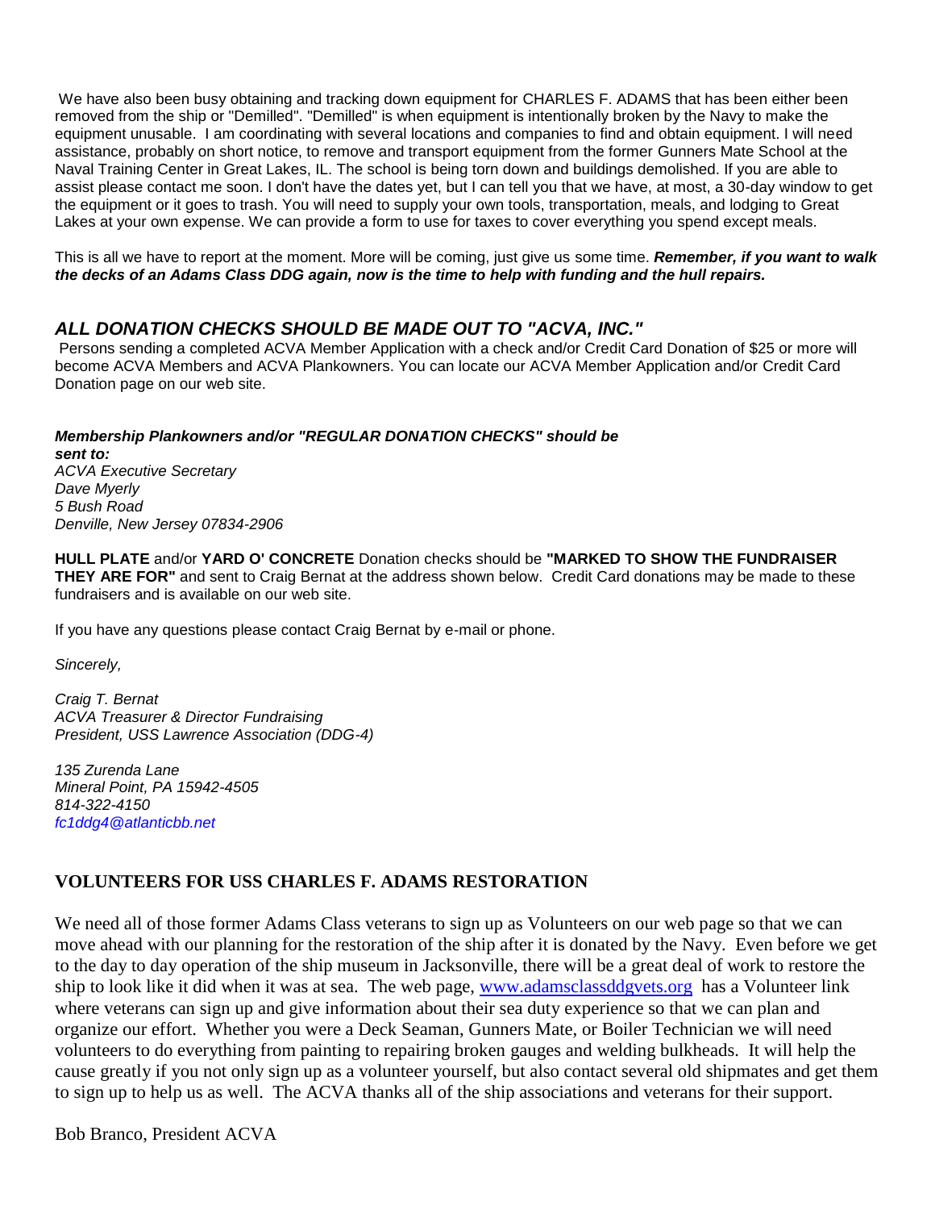We have also been busy obtaining and tracking down equipment for CHARLES F. ADAMS that has been either been removed from the ship or "Demilled". "Demilled" is when equipment is intentionally broken by the Navy to make the equipment unusable. I am coordinating with several locations and companies to find and obtain equipment. I will need assistance, probably on short notice, to remove and transport equipment from the former Gunners Mate School at the Naval Training Center in Great Lakes, IL. The school is being torn down and buildings demolished. If you are able to assist please contact me soon. I don't have the dates yet, but I can tell you that we have, at most, a 30-day window to get the equipment or it goes to trash. You will need to supply your own tools, transportation, meals, and lodging to Great Lakes at your own expense. We can provide a form to use for taxes to cover everything you spend except meals.

This is all we have to report at the moment. More will be coming, just give us some time. ***Remember, if you want to walk the decks of an Adams Class DDG again, now is the time to help with funding and the hull repairs.***

## *ALL DONATION CHECKS SHOULD BE MADE OUT TO "ACVA, INC."*

Persons sending a completed ACVA Member Application with a check and/or Credit Card Donation of $25 or more will become ACVA Members and ACVA Plankowners. You can locate our ACVA Member Application and/or Credit Card Donation page on our web site.

***Membership Plankowners and/or "REGULAR DONATION CHECKS" should be sent to:***
*ACVA Executive Secretary*
*Dave Myerly*
*5 Bush Road*
*Denville, New Jersey 07834-2906*

**HULL PLATE** and/or **YARD O' CONCRETE** Donation checks should be **"MARKED TO SHOW THE FUNDRAISER THEY ARE FOR"** and sent to Craig Bernat at the address shown below. Credit Card donations may be made to these fundraisers and is available on our web site.

If you have any questions please contact Craig Bernat by e-mail or phone.

*Sincerely,*

*Craig T. Bernat*
*ACVA Treasurer & Director Fundraising*
*President, USS Lawrence Association (DDG-4)*

*135 Zurenda Lane*
*Mineral Point, PA 15942-4505*
*814-322-4150*
*fc1ddg4@atlanticbb.net*

## VOLUNTEERS FOR USS CHARLES F. ADAMS RESTORATION

We need all of those former Adams Class veterans to sign up as Volunteers on our web page so that we can move ahead with our planning for the restoration of the ship after it is donated by the Navy. Even before we get to the day to day operation of the ship museum in Jacksonville, there will be a great deal of work to restore the ship to look like it did when it was at sea. The web page, www.adamsclassddgvets.org has a Volunteer link where veterans can sign up and give information about their sea duty experience so that we can plan and organize our effort. Whether you were a Deck Seaman, Gunners Mate, or Boiler Technician we will need volunteers to do everything from painting to repairing broken gauges and welding bulkheads. It will help the cause greatly if you not only sign up as a volunteer yourself, but also contact several old shipmates and get them to sign up to help us as well. The ACVA thanks all of the ship associations and veterans for their support.

Bob Branco, President ACVA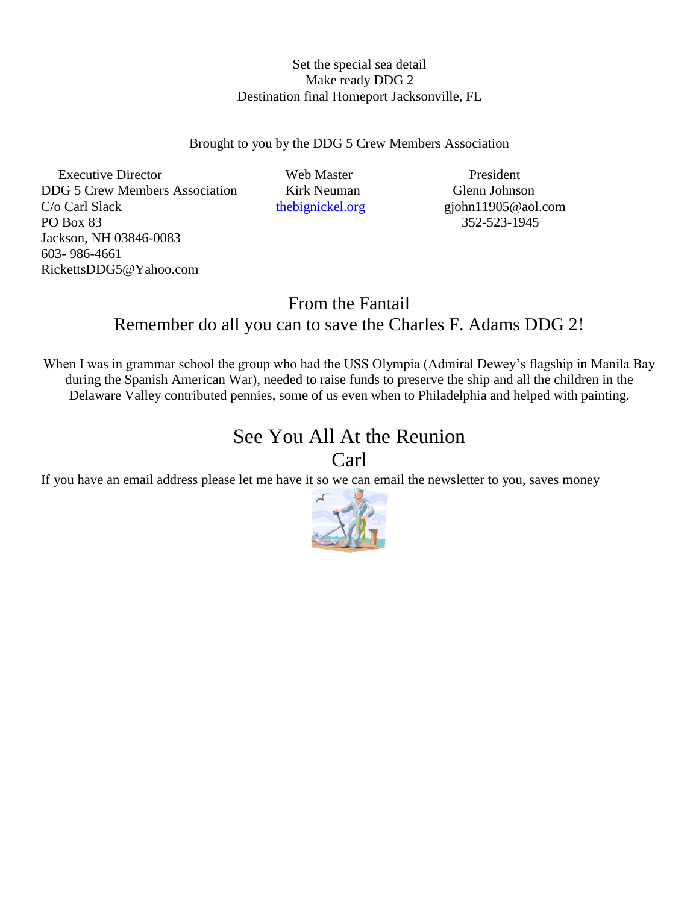Set the special sea detail
Make ready DDG 2
Destination final Homeport Jacksonville, FL

Brought to you by the DDG 5 Crew Members Association

Executive Director
DDG 5 Crew Members Association
C/o Carl Slack
PO Box 83
Jackson, NH 03846-0083
603- 986-4661
RickettsDDG5@Yahoo.com

Web Master
Kirk Neuman
thebignickel.org

President
Glenn Johnson
gjohn11905@aol.com
352-523-1945

## From the Fantail

## Remember do all you can to save the Charles F. Adams DDG 2!

When I was in grammar school the group who had the USS Olympia (Admiral Dewey's flagship in Manila Bay during the Spanish American War), needed to raise funds to preserve the ship and all the children in the Delaware Valley contributed pennies, some of us even when to Philadelphia and helped with painting.

## See You All At the Reunion

## Carl

If you have an email address please let me have it so we can email the newsletter to you, saves money